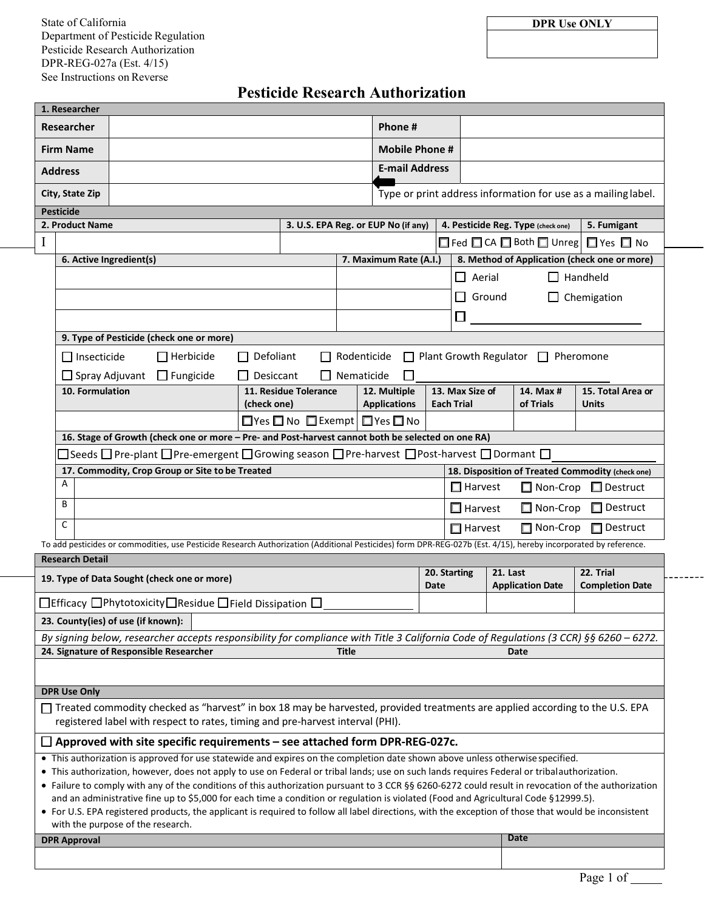State of California
Department of Pesticide Regulation
Pesticide Research Authorization
DPR-REG-027a (Est. 4/15)
See Instructions on Reverse

| DPR Use ONLY |
|---|
| |

# Pesticide Research Authorization

**1. Researcher**

| Researcher | | Phone # | |
|---|---|---|---|
| Firm Name | | Mobile Phone # | |
| Address | | E-mail Address | |
| City, State Zip | | Type or print address information for use as a mailing label. | |

**Pesticide**

| 2. Product Name | 3. U.S. EPA Reg. or EUP No (if any) | 4. Pesticide Reg. Type (check one) | 5. Fumigant |
|---|---|---|---|
| I | | ☐ Fed ☐ CA ☐ Both ☐ Unreg | ☐ Yes ☐ No |

| 6. Active Ingredient(s) | 7. Maximum Rate (A.I.) | 8. Method of Application (check one or more) |
|---|---|---|
| | | ☐ Aerial ☐ Handheld |
| | | ☐ Ground ☐ Chemigation |
| | | ☐ ______________ |

**9. Type of Pesticide (check one or more)**

☐ Insecticide ☐ Herbicide ☐ Defoliant ☐ Rodenticide ☐ Plant Growth Regulator ☐ Pheromone

☐ Spray Adjuvant ☐ Fungicide ☐ Desiccant ☐ Nematicide ☐ ______________

| 10. Formulation | 11. Residue Tolerance (check one) | 12. Multiple Applications | 13. Max Size of Each Trial | 14. Max # of Trials | 15. Total Area or Units |
|---|---|---|---|---|---|
| | ☐Yes ☐ No ☐ Exempt | ☐Yes ☐ No | | | |

**16. Stage of Growth (check one or more – Pre- and Post-harvest cannot both be selected on one RA)**

☐Seeds ☐ Pre-plant ☐Pre-emergent ☐Growing season ☐ Pre-harvest ☐Post-harvest ☐ Dormant ☐ ______________

| 17. Commodity, Crop Group or Site to be Treated | | 18. Disposition of Treated Commodity (check one) |
|---|---|---|
| A | | ☐ Harvest ☐ Non-Crop ☐ Destruct |
| B | | ☐ Harvest ☐ Non-Crop ☐ Destruct |
| C | | ☐ Harvest ☐ Non-Crop ☐ Destruct |

To add pesticides or commodities, use Pesticide Research Authorization (Additional Pesticides) form DPR-REG-027b (Est. 4/15), hereby incorporated by reference.

**Research Detail**

| 19. Type of Data Sought (check one or more) | 20. Starting Date | 21. Last Application Date | 22. Trial Completion Date |
|---|---|---|---|
| ☐Efficacy ☐Phytotoxicity ☐Residue ☐Field Dissipation ☐ ______________ | | | |

| 23. County(ies) of use (if known): | |
|---|---|

*By signing below, researcher accepts responsibility for compliance with Title 3 California Code of Regulations (3 CCR) §§ 6260 – 6272.*

| 24. Signature of Responsible Researcher | Title | Date |
|---|---|---|
| | | |

**DPR Use Only**

☐ Treated commodity checked as "harvest" in box 18 may be harvested, provided treatments are applied according to the U.S. EPA registered label with respect to rates, timing and pre-harvest interval (PHI).

☐ **Approved with site specific requirements – see attached form DPR-REG-027c.**

- This authorization is approved for use statewide and expires on the completion date shown above unless otherwise specified.
- This authorization, however, does not apply to use on Federal or tribal lands; use on such lands requires Federal or tribal authorization.
- Failure to comply with any of the conditions of this authorization pursuant to 3 CCR §§ 6260-6272 could result in revocation of the authorization and an administrative fine up to $5,000 for each time a condition or regulation is violated (Food and Agricultural Code §12999.5).
- For U.S. EPA registered products, the applicant is required to follow all label directions, with the exception of those that would be inconsistent with the purpose of the research.

| DPR Approval | Date |
|---|---|
| | |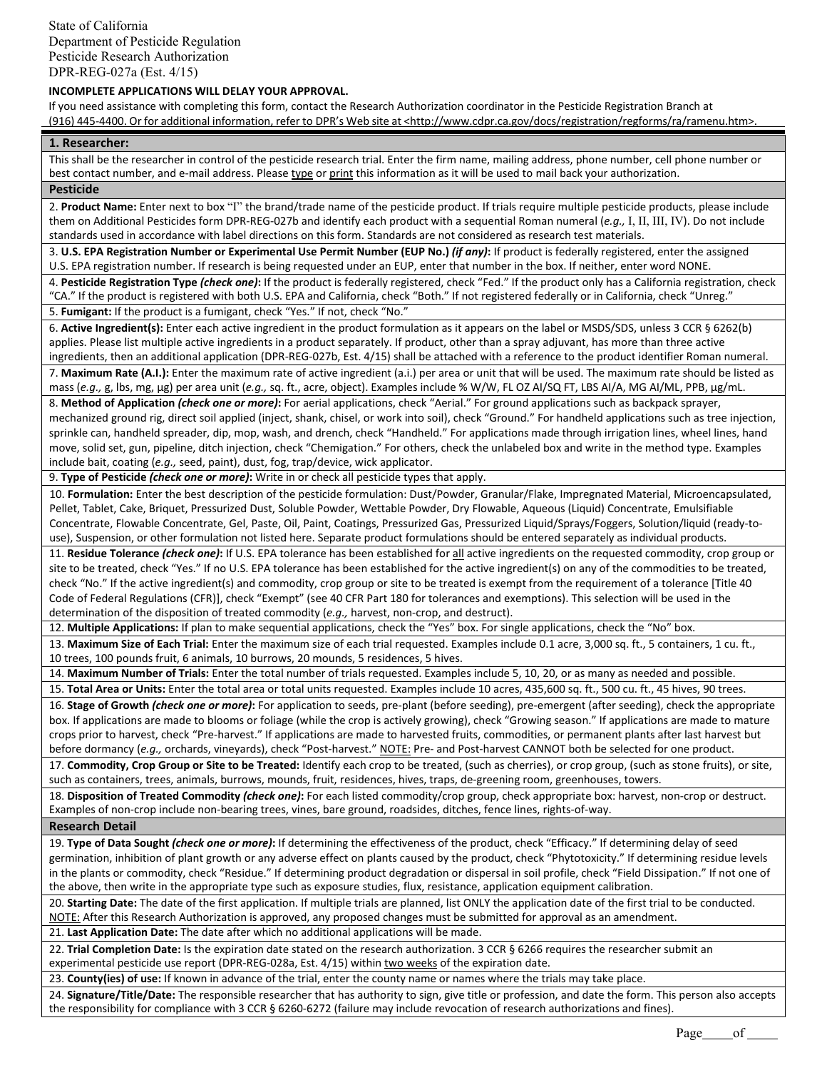State of California
Department of Pesticide Regulation
Pesticide Research Authorization
DPR-REG-027a (Est. 4/15)

**INCOMPLETE APPLICATIONS WILL DELAY YOUR APPROVAL.**
If you need assistance with completing this form, contact the Research Authorization coordinator in the Pesticide Registration Branch at (916) 445-4400. Or for additional information, refer to DPR's Web site at <http://www.cdpr.ca.gov/docs/registration/regforms/ra/ramenu.htm>.

## 1. Researcher:

This shall be the researcher in control of the pesticide research trial. Enter the firm name, mailing address, phone number, cell phone number or best contact number, and e-mail address. Please type or print this information as it will be used to mail back your authorization.

## Pesticide

2. **Product Name:** Enter next to box "I" the brand/trade name of the pesticide product. If trials require multiple pesticide products, please include them on Additional Pesticides form DPR-REG-027b and identify each product with a sequential Roman numeral (*e.g.,* I, II, III, IV). Do not include standards used in accordance with label directions on this form. Standards are not considered as research test materials.

3. **U.S. EPA Registration Number or Experimental Use Permit Number (EUP No.)** ***(if any)*****:** If product is federally registered, enter the assigned U.S. EPA registration number. If research is being requested under an EUP, enter that number in the box. If neither, enter word NONE.

4. **Pesticide Registration Type** ***(check one)*****:** If the product is federally registered, check "Fed." If the product only has a California registration, check "CA." If the product is registered with both U.S. EPA and California, check "Both." If not registered federally or in California, check "Unreg."

5. **Fumigant:** If the product is a fumigant, check "Yes." If not, check "No."

6. **Active Ingredient(s):** Enter each active ingredient in the product formulation as it appears on the label or MSDS/SDS, unless 3 CCR § 6262(b) applies. Please list multiple active ingredients in a product separately. If product, other than a spray adjuvant, has more than three active ingredients, then an additional application (DPR-REG-027b, Est. 4/15) shall be attached with a reference to the product identifier Roman numeral.

7. **Maximum Rate (A.I.):** Enter the maximum rate of active ingredient (a.i.) per area or unit that will be used. The maximum rate should be listed as mass (*e.g.,* g, lbs, mg, µg) per area unit (*e.g.,* sq. ft., acre, object). Examples include % W/W, FL OZ AI/SQ FT, LBS AI/A, MG AI/ML, PPB, µg/mL.

8. **Method of Application** ***(check one or more)*****:** For aerial applications, check "Aerial." For ground applications such as backpack sprayer, mechanized ground rig, direct soil applied (inject, shank, chisel, or work into soil), check "Ground." For handheld applications such as tree injection, sprinkle can, handheld spreader, dip, mop, wash, and drench, check "Handheld." For applications made through irrigation lines, wheel lines, hand move, solid set, gun, pipeline, ditch injection, check "Chemigation." For others, check the unlabeled box and write in the method type. Examples include bait, coating (*e.g.,* seed, paint), dust, fog, trap/device, wick applicator.

9. **Type of Pesticide** ***(check one or more)*****:** Write in or check all pesticide types that apply.

10. **Formulation:** Enter the best description of the pesticide formulation: Dust/Powder, Granular/Flake, Impregnated Material, Microencapsulated, Pellet, Tablet, Cake, Briquet, Pressurized Dust, Soluble Powder, Wettable Powder, Dry Flowable, Aqueous (Liquid) Concentrate, Emulsifiable Concentrate, Flowable Concentrate, Gel, Paste, Oil, Paint, Coatings, Pressurized Gas, Pressurized Liquid/Sprays/Foggers, Solution/liquid (ready-to-use), Suspension, or other formulation not listed here. Separate product formulations should be entered separately as individual products.

11. **Residue Tolerance** ***(check one)*****:** If U.S. EPA tolerance has been established for all active ingredients on the requested commodity, crop group or site to be treated, check "Yes." If no U.S. EPA tolerance has been established for the active ingredient(s) on any of the commodities to be treated, check "No." If the active ingredient(s) and commodity, crop group or site to be treated is exempt from the requirement of a tolerance [Title 40 Code of Federal Regulations (CFR)], check "Exempt" (see 40 CFR Part 180 for tolerances and exemptions). This selection will be used in the determination of the disposition of treated commodity (*e.g.,* harvest, non-crop, and destruct).

12. **Multiple Applications:** If plan to make sequential applications, check the "Yes" box. For single applications, check the "No" box.

13. **Maximum Size of Each Trial:** Enter the maximum size of each trial requested. Examples include 0.1 acre, 3,000 sq. ft., 5 containers, 1 cu. ft., 10 trees, 100 pounds fruit, 6 animals, 10 burrows, 20 mounds, 5 residences, 5 hives.

14. **Maximum Number of Trials:** Enter the total number of trials requested. Examples include 5, 10, 20, or as many as needed and possible.

15. **Total Area or Units:** Enter the total area or total units requested. Examples include 10 acres, 435,600 sq. ft., 500 cu. ft., 45 hives, 90 trees.

16. **Stage of Growth** ***(check one or more)*****:** For application to seeds, pre-plant (before seeding), pre-emergent (after seeding), check the appropriate box. If applications are made to blooms or foliage (while the crop is actively growing), check "Growing season." If applications are made to mature crops prior to harvest, check "Pre-harvest." If applications are made to harvested fruits, commodities, or permanent plants after last harvest but before dormancy (*e.g.,* orchards, vineyards), check "Post-harvest." NOTE: Pre- and Post-harvest CANNOT both be selected for one product.

17. **Commodity, Crop Group or Site to be Treated:** Identify each crop to be treated, (such as cherries), or crop group, (such as stone fruits), or site, such as containers, trees, animals, burrows, mounds, fruit, residences, hives, traps, de-greening room, greenhouses, towers.

18. **Disposition of Treated Commodity** ***(check one)*****:** For each listed commodity/crop group, check appropriate box: harvest, non-crop or destruct. Examples of non-crop include non-bearing trees, vines, bare ground, roadsides, ditches, fence lines, rights-of-way.

## Research Detail

19. **Type of Data Sought** ***(check one or more)*****:** If determining the effectiveness of the product, check "Efficacy." If determining delay of seed germination, inhibition of plant growth or any adverse effect on plants caused by the product, check "Phytotoxicity." If determining residue levels in the plants or commodity, check "Residue." If determining product degradation or dispersal in soil profile, check "Field Dissipation." If not one of the above, then write in the appropriate type such as exposure studies, flux, resistance, application equipment calibration.

20. **Starting Date:** The date of the first application. If multiple trials are planned, list ONLY the application date of the first trial to be conducted. NOTE: After this Research Authorization is approved, any proposed changes must be submitted for approval as an amendment.

21. **Last Application Date:** The date after which no additional applications will be made.

22. **Trial Completion Date:** Is the expiration date stated on the research authorization. 3 CCR § 6266 requires the researcher submit an experimental pesticide use report (DPR-REG-028a, Est. 4/15) within two weeks of the expiration date.

23. **County(ies) of use:** If known in advance of the trial, enter the county name or names where the trials may take place.

24. **Signature/Title/Date:** The responsible researcher that has authority to sign, give title or profession, and date the form. This person also accepts the responsibility for compliance with 3 CCR § 6260-6272 (failure may include revocation of research authorizations and fines).